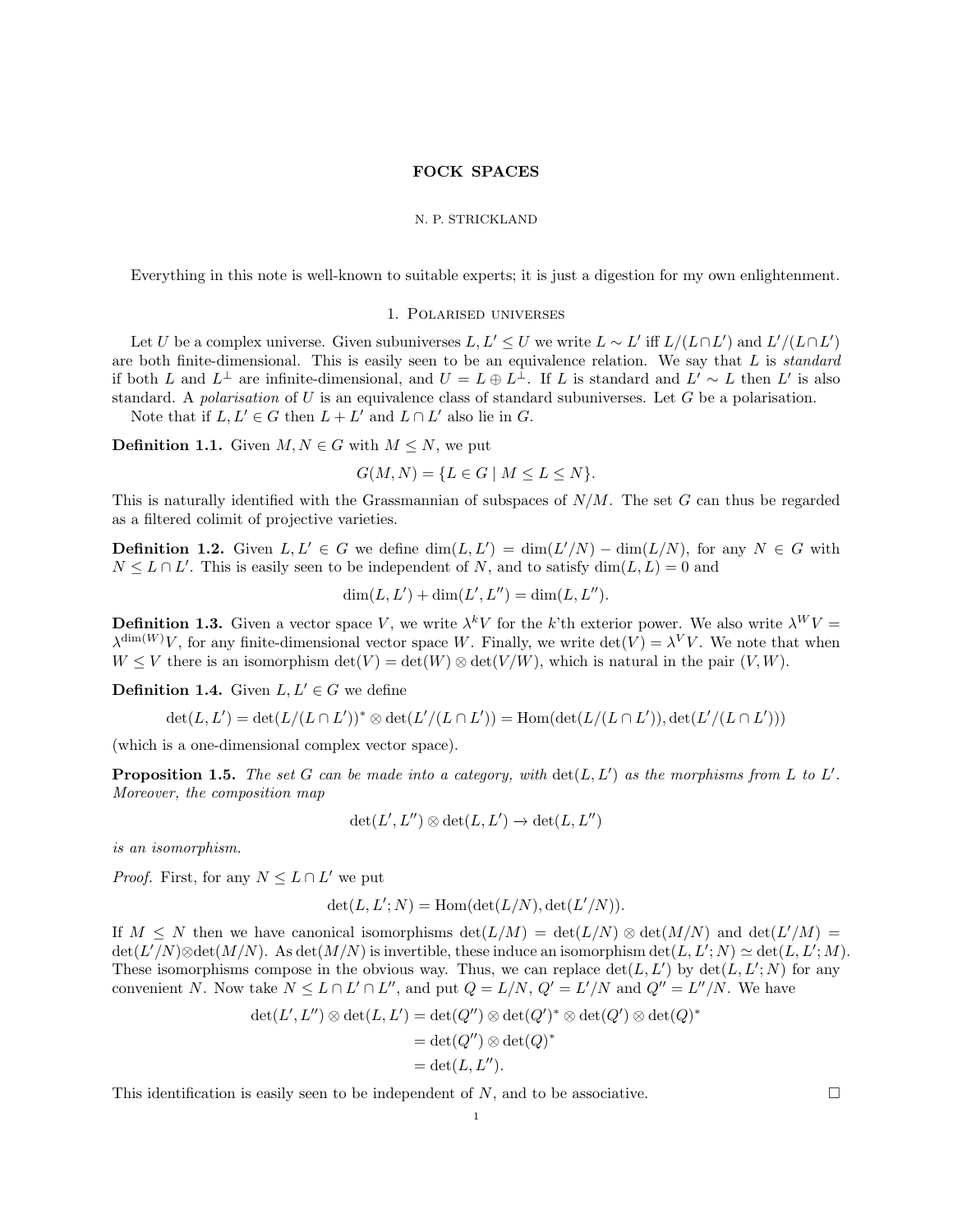# FOCK SPACES

N. P. STRICKLAND

Everything in this note is well-known to suitable experts; it is just a digestion for my own enlightenment.

## 1. Polarised universes

Let $U$ be a complex universe. Given subuniverses $L, L' \leq U$ we write $L \sim L'$ iff $L/(L \cap L')$ and $L'/(L \cap L')$ are both finite-dimensional. This is easily seen to be an equivalence relation. We say that $L$ is *standard* if both $L$ and $L^{\perp}$ are infinite-dimensional, and $U = L \oplus L^{\perp}$. If $L$ is standard and $L' \sim L$ then $L'$ is also standard. A *polarisation* of $U$ is an equivalence class of standard subuniverses. Let $G$ be a polarisation.

Note that if $L, L' \in G$ then $L + L'$ and $L \cap L'$ also lie in $G$.

**Definition 1.1.** Given $M, N \in G$ with $M \leq N$, we put

$$G(M, N) = \{L \in G \mid M \leq L \leq N\}.$$

This is naturally identified with the Grassmannian of subspaces of $N/M$. The set $G$ can thus be regarded as a filtered colimit of projective varieties.

**Definition 1.2.** Given $L, L' \in G$ we define $\dim(L, L') = \dim(L'/N) - \dim(L/N)$, for any $N \in G$ with $N \leq L \cap L'$. This is easily seen to be independent of $N$, and to satisfy $\dim(L, L) = 0$ and

$$\dim(L, L') + \dim(L', L'') = \dim(L, L'').$$

**Definition 1.3.** Given a vector space $V$, we write $\lambda^k V$ for the $k$'th exterior power. We also write $\lambda^W V = \lambda^{\dim(W)} V$, for any finite-dimensional vector space $W$. Finally, we write $\det(V) = \lambda^V V$. We note that when $W \leq V$ there is an isomorphism $\det(V) = \det(W) \otimes \det(V/W)$, which is natural in the pair $(V, W)$.

**Definition 1.4.** Given $L, L' \in G$ we define

$$\det(L, L') = \det(L/(L \cap L'))^* \otimes \det(L'/(L \cap L')) = \operatorname{Hom}(\det(L/(L \cap L')), \det(L'/(L \cap L')))$$

(which is a one-dimensional complex vector space).

**Proposition 1.5.** *The set $G$ can be made into a category, with $\det(L, L')$ as the morphisms from $L$ to $L'$. Moreover, the composition map*

$$\det(L', L'') \otimes \det(L, L') \to \det(L, L'')$$

*is an isomorphism.*

*Proof.* First, for any $N \leq L \cap L'$ we put

$$\det(L, L'; N) = \operatorname{Hom}(\det(L/N), \det(L'/N)).$$

If $M \leq N$ then we have canonical isomorphisms $\det(L/M) = \det(L/N) \otimes \det(M/N)$ and $\det(L'/M) = \det(L'/N) \otimes \det(M/N)$. As $\det(M/N)$ is invertible, these induce an isomorphism $\det(L, L'; N) \simeq \det(L, L'; M)$. These isomorphisms compose in the obvious way. Thus, we can replace $\det(L, L')$ by $\det(L, L'; N)$ for any convenient $N$. Now take $N \leq L \cap L' \cap L''$, and put $Q = L/N$, $Q' = L'/N$ and $Q'' = L''/N$. We have

$$\begin{aligned}
\det(L', L'') \otimes \det(L, L') &= \det(Q'') \otimes \det(Q')^* \otimes \det(Q') \otimes \det(Q)^* \\
&= \det(Q'') \otimes \det(Q)^* \\
&= \det(L, L'').
\end{aligned}$$

This identification is easily seen to be independent of $N$, and to be associative. $\square$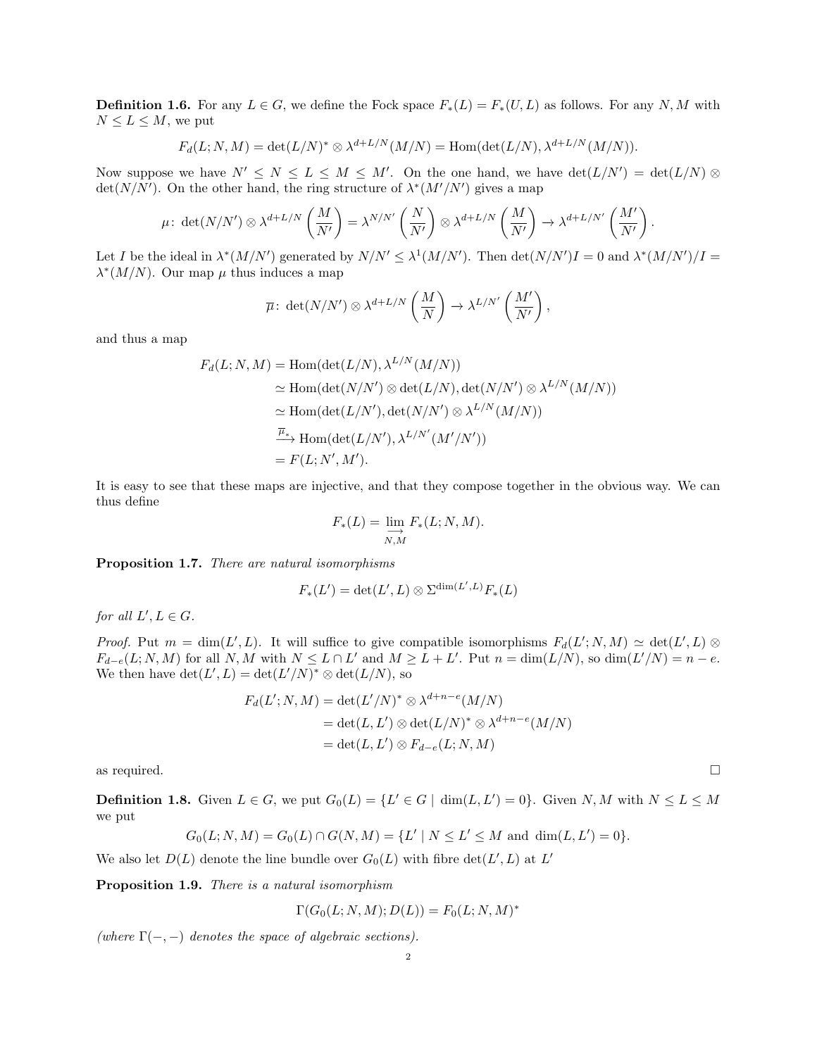**Definition 1.6.** For any $L \in G$, we define the Fock space $F_*(L) = F_*(U, L)$ as follows. For any $N, M$ with $N \leq L \leq M$, we put

$$F_d(L; N, M) = \det(L/N)^* \otimes \lambda^{d+L/N}(M/N) = \mathrm{Hom}(\det(L/N), \lambda^{d+L/N}(M/N)).$$

Now suppose we have $N' \leq N \leq L \leq M \leq M'$. On the one hand, we have $\det(L/N') = \det(L/N) \otimes \det(N/N')$. On the other hand, the ring structure of $\lambda^*(M'/N')$ gives a map

$$\mu\colon \det(N/N') \otimes \lambda^{d+L/N}\left(\frac{M}{N'}\right) = \lambda^{N/N'}\left(\frac{N}{N'}\right) \otimes \lambda^{d+L/N}\left(\frac{M}{N'}\right) \to \lambda^{d+L/N'}\left(\frac{M'}{N'}\right).$$

Let $I$ be the ideal in $\lambda^*(M/N')$ generated by $N/N' \leq \lambda^1(M/N')$. Then $\det(N/N')I = 0$ and $\lambda^*(M/N')/I = \lambda^*(M/N)$. Our map $\mu$ thus induces a map

$$\overline{\mu}\colon \det(N/N') \otimes \lambda^{d+L/N}\left(\frac{M}{N}\right) \to \lambda^{L/N'}\left(\frac{M'}{N'}\right),$$

and thus a map

$$\begin{aligned}
F_d(L; N, M) &= \mathrm{Hom}(\det(L/N), \lambda^{L/N}(M/N)) \\
&\simeq \mathrm{Hom}(\det(N/N') \otimes \det(L/N), \det(N/N') \otimes \lambda^{L/N}(M/N)) \\
&\simeq \mathrm{Hom}(\det(L/N'), \det(N/N') \otimes \lambda^{L/N}(M/N)) \\
&\xrightarrow{\overline{\mu}_*} \mathrm{Hom}(\det(L/N'), \lambda^{L/N'}(M'/N')) \\
&= F(L; N', M').
\end{aligned}$$

It is easy to see that these maps are injective, and that they compose together in the obvious way. We can thus define

$$F_*(L) = \varinjlim_{N,M} F_*(L; N, M).$$

**Proposition 1.7.** *There are natural isomorphisms*

$$F_*(L') = \det(L', L) \otimes \Sigma^{\dim(L', L)} F_*(L)$$

*for all $L', L \in G$.*

*Proof.* Put $m = \dim(L', L)$. It will suffice to give compatible isomorphisms $F_d(L'; N, M) \simeq \det(L', L) \otimes F_{d-e}(L; N, M)$ for all $N, M$ with $N \leq L \cap L'$ and $M \geq L + L'$. Put $n = \dim(L/N)$, so $\dim(L'/N) = n - e$. We then have $\det(L', L) = \det(L'/N)^* \otimes \det(L/N)$, so

$$\begin{aligned}
F_d(L'; N, M) &= \det(L'/N)^* \otimes \lambda^{d+n-e}(M/N) \\
&= \det(L, L') \otimes \det(L/N)^* \otimes \lambda^{d+n-e}(M/N) \\
&= \det(L, L') \otimes F_{d-e}(L; N, M)
\end{aligned}$$

as required. $\square$

**Definition 1.8.** Given $L \in G$, we put $G_0(L) = \{L' \in G \mid \dim(L, L') = 0\}$. Given $N, M$ with $N \leq L \leq M$ we put

$$G_0(L; N, M) = G_0(L) \cap G(N, M) = \{L' \mid N \leq L' \leq M \text{ and } \dim(L, L') = 0\}.$$

We also let $D(L)$ denote the line bundle over $G_0(L)$ with fibre $\det(L', L)$ at $L'$

**Proposition 1.9.** *There is a natural isomorphism*

$$\Gamma(G_0(L; N, M); D(L)) = F_0(L; N, M)^*$$

*(where $\Gamma(-, -)$ denotes the space of algebraic sections).*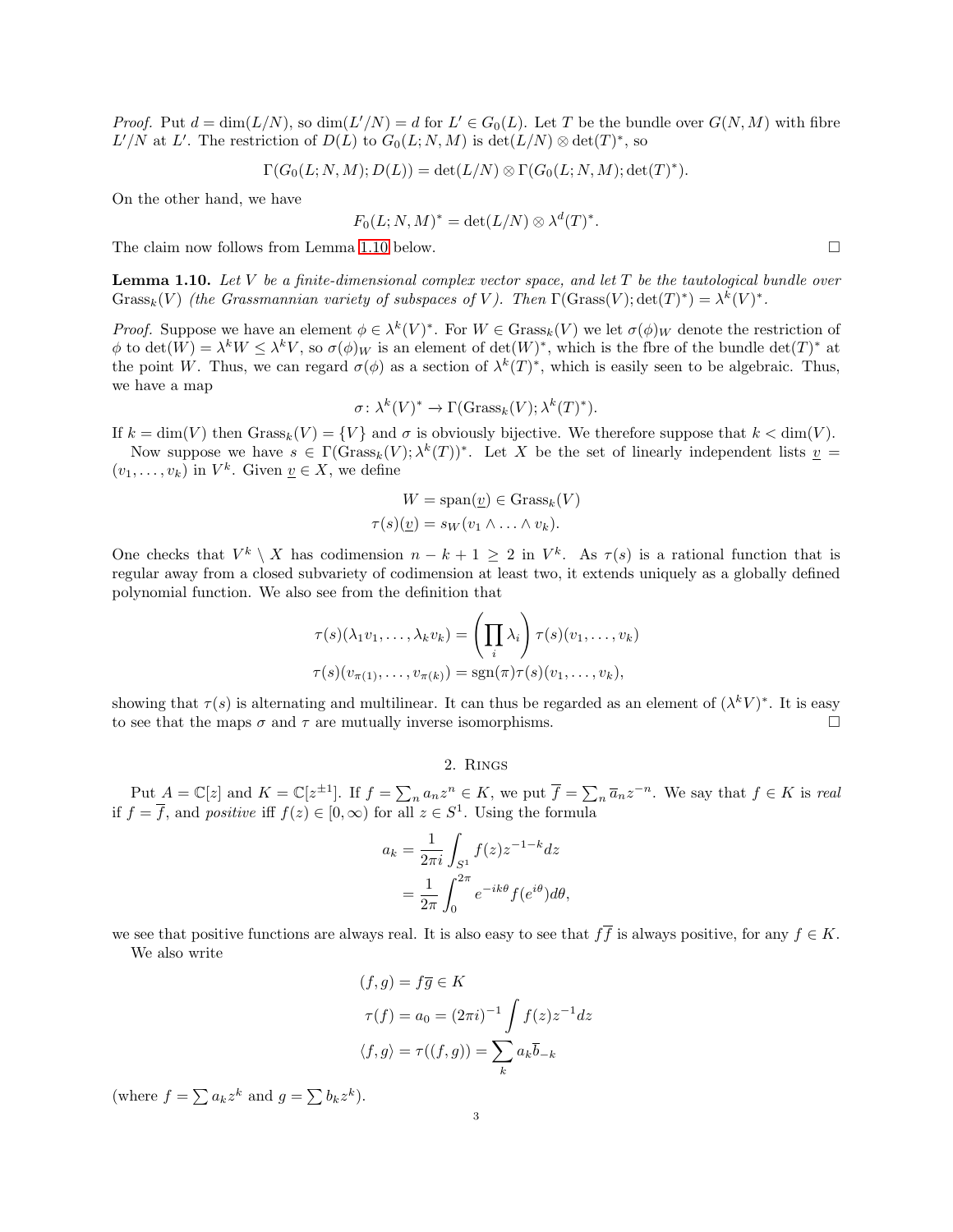*Proof.* Put $d = \dim(L/N)$, so $\dim(L'/N) = d$ for $L' \in G_0(L)$. Let $T$ be the bundle over $G(N, M)$ with fibre $L'/N$ at $L'$. The restriction of $D(L)$ to $G_0(L; N, M)$ is $\det(L/N) \otimes \det(T)^*$, so

$$\Gamma(G_0(L; N, M); D(L)) = \det(L/N) \otimes \Gamma(G_0(L; N, M); \det(T)^*).$$

On the other hand, we have

$$F_0(L; N, M)^* = \det(L/N) \otimes \lambda^d(T)^*.$$

The claim now follows from Lemma 1.10 below. $\square$

**Lemma 1.10.** *Let $V$ be a finite-dimensional complex vector space, and let $T$ be the tautological bundle over $\mathrm{Grass}_k(V)$ (the Grassmannian variety of subspaces of $V$). Then $\Gamma(\mathrm{Grass}(V); \det(T)^*) = \lambda^k(V)^*$.*

*Proof.* Suppose we have an element $\phi \in \lambda^k(V)^*$. For $W \in \mathrm{Grass}_k(V)$ we let $\sigma(\phi)_W$ denote the restriction of $\phi$ to $\det(W) = \lambda^k W \leq \lambda^k V$, so $\sigma(\phi)_W$ is an element of $\det(W)^*$, which is the fbre of the bundle $\det(T)^*$ at the point $W$. Thus, we can regard $\sigma(\phi)$ as a section of $\lambda^k(T)^*$, which is easily seen to be algebraic. Thus, we have a map

$$\sigma \colon \lambda^k(V)^* \to \Gamma(\mathrm{Grass}_k(V); \lambda^k(T)^*).$$

If $k = \dim(V)$ then $\mathrm{Grass}_k(V) = \{V\}$ and $\sigma$ is obviously bijective. We therefore suppose that $k < \dim(V)$.

Now suppose we have $s \in \Gamma(\mathrm{Grass}_k(V); \lambda^k(T))^*$. Let $X$ be the set of linearly independent lists $\underline{v} = (v_1, \ldots, v_k)$ in $V^k$. Given $\underline{v} \in X$, we define

$$\begin{aligned} W &= \mathrm{span}(\underline{v}) \in \mathrm{Grass}_k(V) \\ \tau(s)(\underline{v}) &= s_W(v_1 \wedge \ldots \wedge v_k). \end{aligned}$$

One checks that $V^k \setminus X$ has codimension $n - k + 1 \geq 2$ in $V^k$. As $\tau(s)$ is a rational function that is regular away from a closed subvariety of codimension at least two, it extends uniquely as a globally defined polynomial function. We also see from the definition that

$$\begin{aligned} \tau(s)(\lambda_1 v_1, \ldots, \lambda_k v_k) &= \left(\prod_i \lambda_i\right) \tau(s)(v_1, \ldots, v_k) \\ \tau(s)(v_{\pi(1)}, \ldots, v_{\pi(k)}) &= \mathrm{sgn}(\pi) \tau(s)(v_1, \ldots, v_k), \end{aligned}$$

showing that $\tau(s)$ is alternating and multilinear. It can thus be regarded as an element of $(\lambda^k V)^*$. It is easy to see that the maps $\sigma$ and $\tau$ are mutually inverse isomorphisms. $\square$

## 2. Rings

Put $A = \mathbb{C}[z]$ and $K = \mathbb{C}[z^{\pm 1}]$. If $f = \sum_n a_n z^n \in K$, we put $\overline{f} = \sum_n \overline{a}_n z^{-n}$. We say that $f \in K$ is *real* if $f = \overline{f}$, and *positive* iff $f(z) \in [0, \infty)$ for all $z \in S^1$. Using the formula

$$\begin{aligned} a_k &= \frac{1}{2\pi i} \int_{S^1} f(z) z^{-1-k} dz \\ &= \frac{1}{2\pi} \int_0^{2\pi} e^{-ik\theta} f(e^{i\theta}) d\theta, \end{aligned}$$

we see that positive functions are always real. It is also easy to see that $f\overline{f}$ is always positive, for any $f \in K$.

We also write

$$\begin{aligned} (f, g) &= f\overline{g} \in K \\ \tau(f) &= a_0 = (2\pi i)^{-1} \int f(z) z^{-1} dz \\ \langle f, g \rangle &= \tau((f, g)) = \sum_k a_k \overline{b}_{-k} \end{aligned}$$

(where $f = \sum a_k z^k$ and $g = \sum b_k z^k$).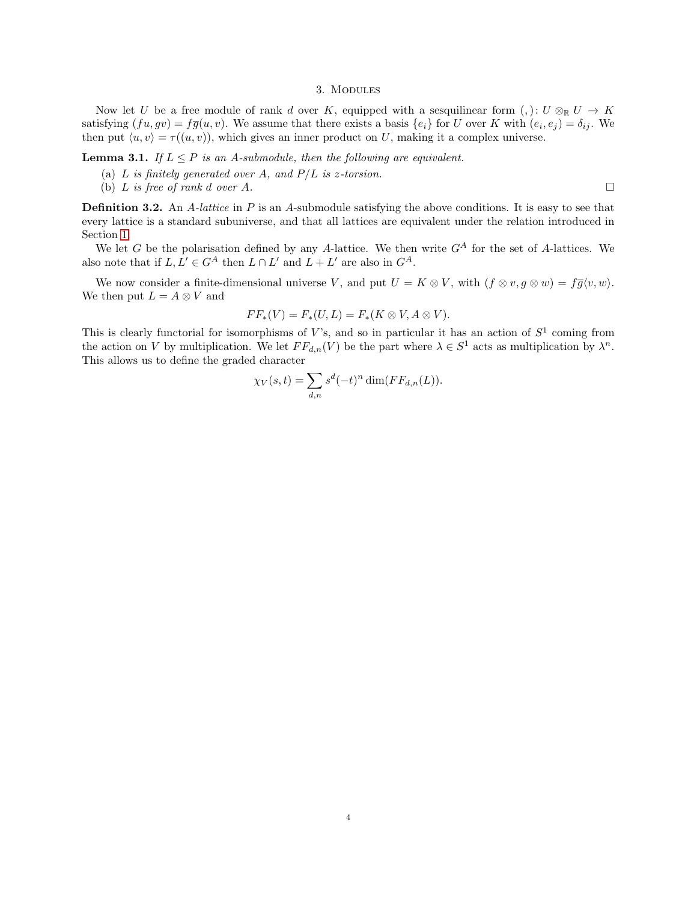## 3. Modules

Now let $U$ be a free module of rank $d$ over $K$, equipped with a sesquilinear form $(,)\colon U \otimes_{\mathbb{R}} U \to K$ satisfying $(fu, gv) = f\overline{g}(u, v)$. We assume that there exists a basis $\{e_i\}$ for $U$ over $K$ with $(e_i, e_j) = \delta_{ij}$. We then put $\langle u, v\rangle = \tau((u, v))$, which gives an inner product on $U$, making it a complex universe.

**Lemma 3.1.** *If $L \leq P$ is an $A$-submodule, then the following are equivalent.*

- (a) *$L$ is finitely generated over $A$, and $P/L$ is $z$-torsion.*
- (b) *$L$ is free of rank $d$ over $A$.* □

**Definition 3.2.** An *$A$-lattice* in $P$ is an $A$-submodule satisfying the above conditions. It is easy to see that every lattice is a standard subuniverse, and that all lattices are equivalent under the relation introduced in Section 1.

We let $G$ be the polarisation defined by any $A$-lattice. We then write $G^A$ for the set of $A$-lattices. We also note that if $L, L' \in G^A$ then $L \cap L'$ and $L + L'$ are also in $G^A$.

We now consider a finite-dimensional universe $V$, and put $U = K \otimes V$, with $(f \otimes v, g \otimes w) = f\overline{g}\langle v, w\rangle$. We then put $L = A \otimes V$ and

$$FF_*(V) = F_*(U, L) = F_*(K \otimes V, A \otimes V).$$

This is clearly functorial for isomorphisms of $V$'s, and so in particular it has an action of $S^1$ coming from the action on $V$ by multiplication. We let $FF_{d,n}(V)$ be the part where $\lambda \in S^1$ acts as multiplication by $\lambda^n$. This allows us to define the graded character

$$\chi_V(s, t) = \sum_{d,n} s^d (-t)^n \dim(FF_{d,n}(L)).$$